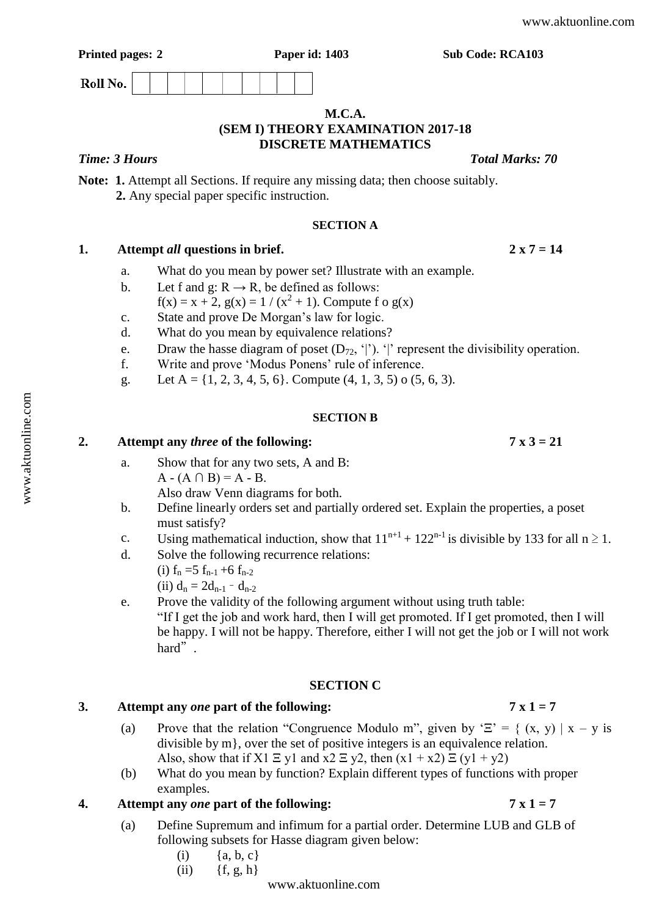**Printed pages: 2** **Paper id: 1403** **Sub Code: RCA103**

Roll No. | | | | | | | | | | |

## M.C.A.
## (SEM I) THEORY EXAMINATION 2017-18
## DISCRETE MATHEMATICS

*Time: 3 Hours* *Total Marks: 70*

**Note:** **1.** Attempt all Sections. If require any missing data; then choose suitably.
**2.** Any special paper specific instruction.

### SECTION A

**1. Attempt *all* questions in brief. 2 x 7 = 14**

a. What do you mean by power set? Illustrate with an example.

b. Let f and g: $R \rightarrow R$, be defined as follows:
$f(x) = x + 2$, $g(x) = 1 / (x^2 + 1)$. Compute f o g(x)

c. State and prove De Morgan's law for logic.

d. What do you mean by equivalence relations?

e. Draw the hasse diagram of poset ($D_{72}$, '|'). '|' represent the divisibility operation.

f. Write and prove 'Modus Ponens' rule of inference.

g. Let A = {1, 2, 3, 4, 5, 6}. Compute (4, 1, 3, 5) o (5, 6, 3).

### SECTION B

**2. Attempt any *three* of the following: 7 x 3 = 21**

a. Show that for any two sets, A and B:
$A - (A \cap B) = A - B$.
Also draw Venn diagrams for both.

b. Define linearly orders set and partially ordered set. Explain the properties, a poset must satisfy?

c. Using mathematical induction, show that $11^{n+1} + 122^{n-1}$ is divisible by 133 for all $n \geq 1$.

d. Solve the following recurrence relations:
(i) $f_n = 5 f_{n-1} + 6 f_{n-2}$
(ii) $d_n = 2d_{n-1} - d_{n-2}$

e. Prove the validity of the following argument without using truth table:
"If I get the job and work hard, then I will get promoted. If I get promoted, then I will be happy. I will not be happy. Therefore, either I will not get the job or I will not work hard".

### SECTION C

**3. Attempt any *one* part of the following: 7 x 1 = 7**

(a) Prove that the relation "Congruence Modulo m", given by '$\Xi$' = { (x, y) | x – y is divisible by m}, over the set of positive integers is an equivalence relation.
Also, show that if X1 $\Xi$ y1 and x2 $\Xi$ y2, then (x1 + x2) $\Xi$ (y1 + y2)

(b) What do you mean by function? Explain different types of functions with proper examples.

**4. Attempt any *one* part of the following: 7 x 1 = 7**

(a) Define Supremum and infimum for a partial order. Determine LUB and GLB of following subsets for Hasse diagram given below:
(i) {a, b, c}
(ii) {f, g, h}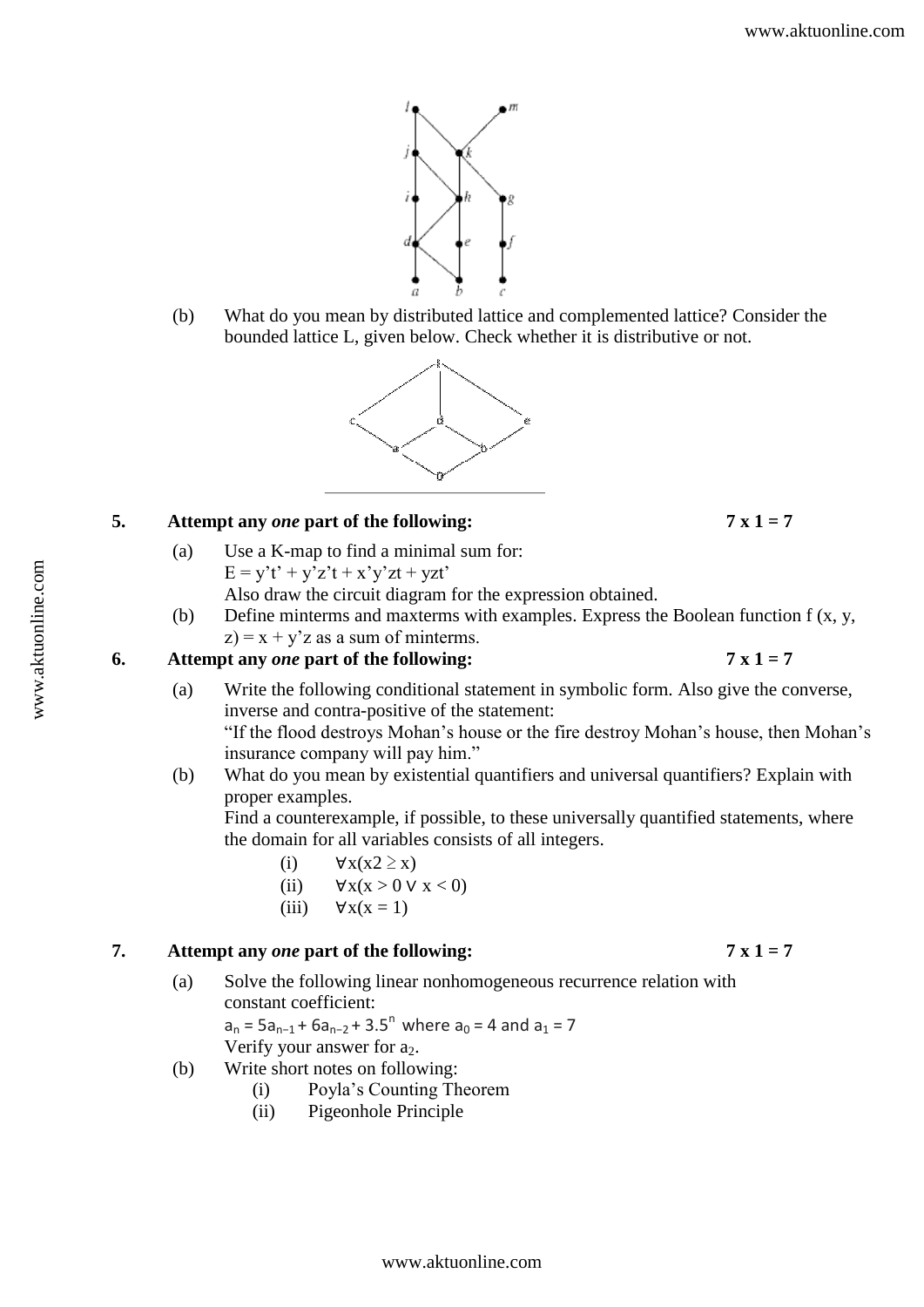l, m, j, k, i, h, g, d, e, f, a, b, c

(b) What do you mean by distributed lattice and complemented lattice? Consider the bounded lattice L, given below. Check whether it is distributive or not.

1, c, d, e, a, b, 0

**5. Attempt any *one* part of the following: 7 x 1 = 7**

(a) Use a K-map to find a minimal sum for:
$E = y't' + y'z't + x'y'zt + yzt'$
Also draw the circuit diagram for the expression obtained.

(b) Define minterms and maxterms with examples. Express the Boolean function $f(x, y, z) = x + y'z$ as a sum of minterms.

**6. Attempt any *one* part of the following: 7 x 1 = 7**

(a) Write the following conditional statement in symbolic form. Also give the converse, inverse and contra-positive of the statement:
"If the flood destroys Mohan's house or the fire destroy Mohan's house, then Mohan's insurance company will pay him."

(b) What do you mean by existential quantifiers and universal quantifiers? Explain with proper examples.
Find a counterexample, if possible, to these universally quantified statements, where the domain for all variables consists of all integers.

(i) $\forall x(x2 \geq x)$

(ii) $\forall x(x > 0 \vee x < 0)$

(iii) $\forall x(x = 1)$

**7. Attempt any *one* part of the following: 7 x 1 = 7**

(a) Solve the following linear nonhomogeneous recurrence relation with constant coefficient:
$a_n = 5a_{n-1} + 6a_{n-2} + 3.5^n$ where $a_0 = 4$ and $a_1 = 7$
Verify your answer for $a_2$.

(b) Write short notes on following:

(i) Poyla's Counting Theorem

(ii) Pigeonhole Principle